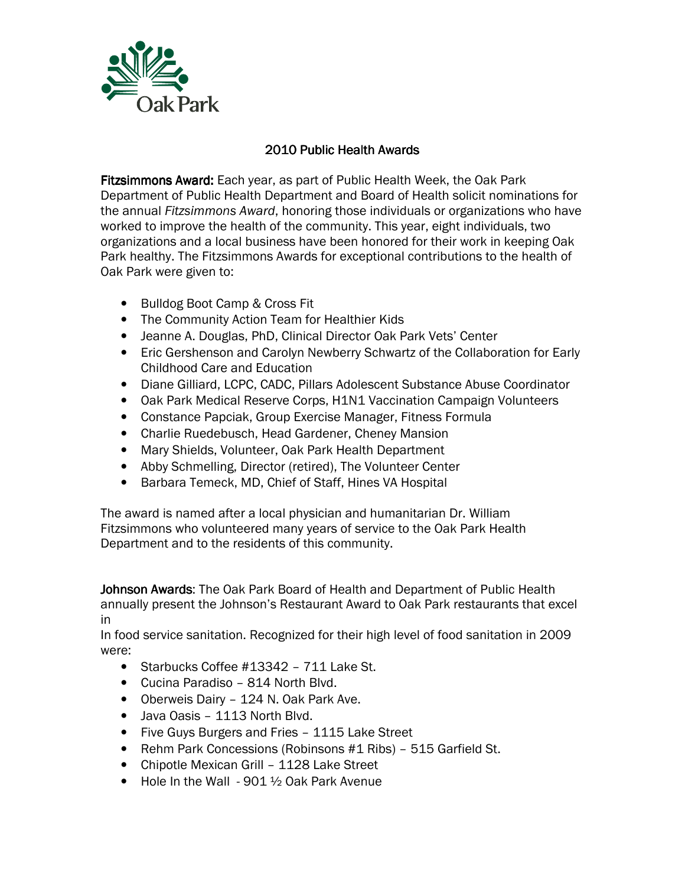Oak Park

# 2010 Public Health Awards

**Fitzsimmons Award:** Each year, as part of Public Health Week, the Oak Park Department of Public Health Department and Board of Health solicit nominations for the annual *Fitzsimmons Award*, honoring those individuals or organizations who have worked to improve the health of the community. This year, eight individuals, two organizations and a local business have been honored for their work in keeping Oak Park healthy. The Fitzsimmons Awards for exceptional contributions to the health of Oak Park were given to:

- Bulldog Boot Camp & Cross Fit
- The Community Action Team for Healthier Kids
- Jeanne A. Douglas, PhD, Clinical Director Oak Park Vets' Center
- Eric Gershenson and Carolyn Newberry Schwartz of the Collaboration for Early Childhood Care and Education
- Diane Gilliard, LCPC, CADC, Pillars Adolescent Substance Abuse Coordinator
- Oak Park Medical Reserve Corps, H1N1 Vaccination Campaign Volunteers
- Constance Papciak, Group Exercise Manager, Fitness Formula
- Charlie Ruedebusch, Head Gardener, Cheney Mansion
- Mary Shields, Volunteer, Oak Park Health Department
- Abby Schmelling, Director (retired), The Volunteer Center
- Barbara Temeck, MD, Chief of Staff, Hines VA Hospital

The award is named after a local physician and humanitarian Dr. William Fitzsimmons who volunteered many years of service to the Oak Park Health Department and to the residents of this community.

**Johnson Awards**: The Oak Park Board of Health and Department of Public Health annually present the Johnson's Restaurant Award to Oak Park restaurants that excel in

In food service sanitation. Recognized for their high level of food sanitation in 2009 were:

- Starbucks Coffee #13342 – 711 Lake St.
- Cucina Paradiso – 814 North Blvd.
- Oberweis Dairy – 124 N. Oak Park Ave.
- Java Oasis – 1113 North Blvd.
- Five Guys Burgers and Fries – 1115 Lake Street
- Rehm Park Concessions (Robinsons #1 Ribs) – 515 Garfield St.
- Chipotle Mexican Grill – 1128 Lake Street
- Hole In the Wall - 901 ½ Oak Park Avenue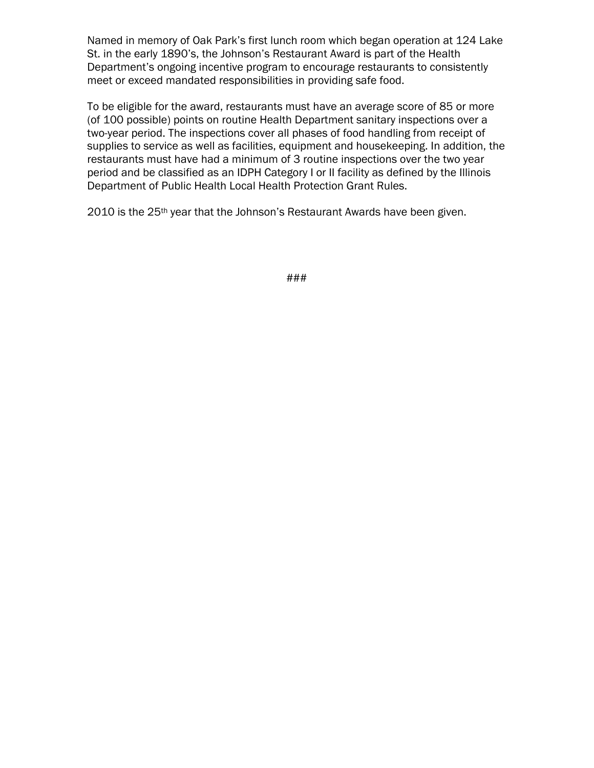Named in memory of Oak Park's first lunch room which began operation at 124 Lake St. in the early 1890's, the Johnson's Restaurant Award is part of the Health Department's ongoing incentive program to encourage restaurants to consistently meet or exceed mandated responsibilities in providing safe food.

To be eligible for the award, restaurants must have an average score of 85 or more (of 100 possible) points on routine Health Department sanitary inspections over a two-year period. The inspections cover all phases of food handling from receipt of supplies to service as well as facilities, equipment and housekeeping. In addition, the restaurants must have had a minimum of 3 routine inspections over the two year period and be classified as an IDPH Category I or II facility as defined by the Illinois Department of Public Health Local Health Protection Grant Rules.

2010 is the 25th year that the Johnson's Restaurant Awards have been given.

###